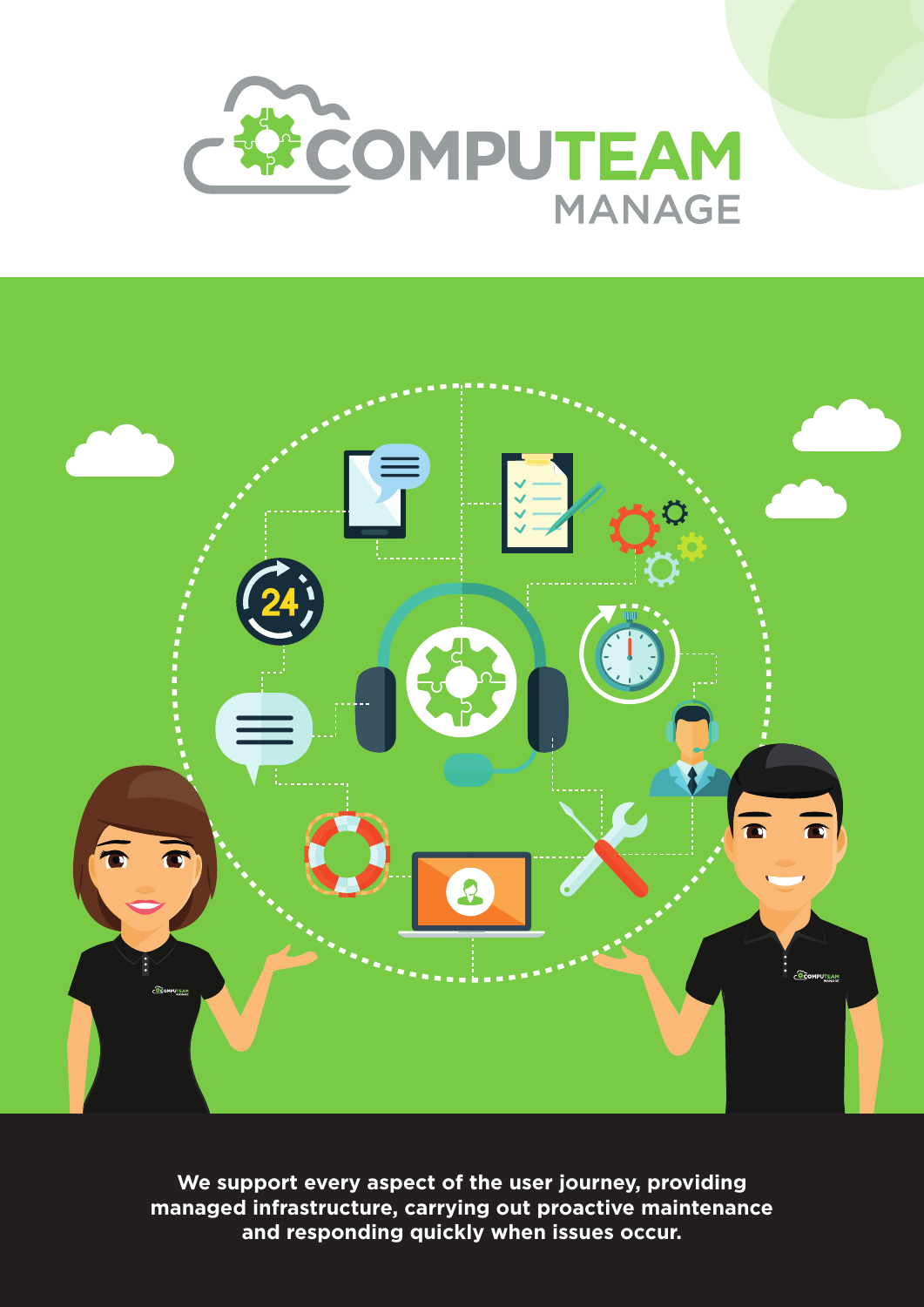# COMPUTEAM MANAGE

**We support every aspect of the user journey, providing managed infrastructure, carrying out proactive maintenance and responding quickly when issues occur.**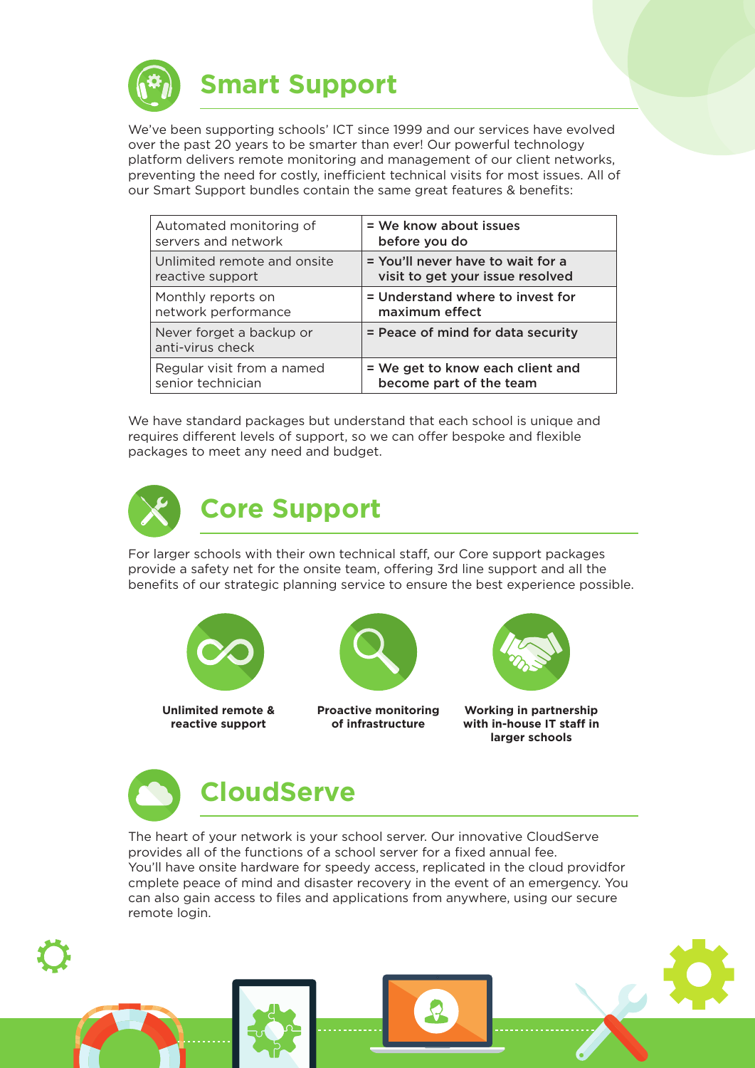## Smart Support

We've been supporting schools' ICT since 1999 and our services have evolved over the past 20 years to be smarter than ever! Our powerful technology platform delivers remote monitoring and management of our client networks, preventing the need for costly, inefficient technical visits for most issues. All of our Smart Support bundles contain the same great features & benefits:

| | |
|---|---|
| Automated monitoring of servers and network | **= We know about issues before you do** |
| Unlimited remote and onsite reactive support | **= You'll never have to wait for a visit to get your issue resolved** |
| Monthly reports on network performance | **= Understand where to invest for maximum effect** |
| Never forget a backup or anti-virus check | **= Peace of mind for data security** |
| Regular visit from a named senior technician | **= We get to know each client and become part of the team** |

We have standard packages but understand that each school is unique and requires different levels of support, so we can offer bespoke and flexible packages to meet any need and budget.

## Core Support

For larger schools with their own technical staff, our Core support packages provide a safety net for the onsite team, offering 3rd line support and all the benefits of our strategic planning service to ensure the best experience possible.

**Unlimited remote & reactive support**

**Proactive monitoring of infrastructure**

**Working in partnership with in-house IT staff in larger schools**

## CloudServe

The heart of your network is your school server. Our innovative CloudServe provides all of the functions of a school server for a fixed annual fee.
You'll have onsite hardware for speedy access, replicated in the cloud providfor cmplete peace of mind and disaster recovery in the event of an emergency. You can also gain access to files and applications from anywhere, using our secure remote login.